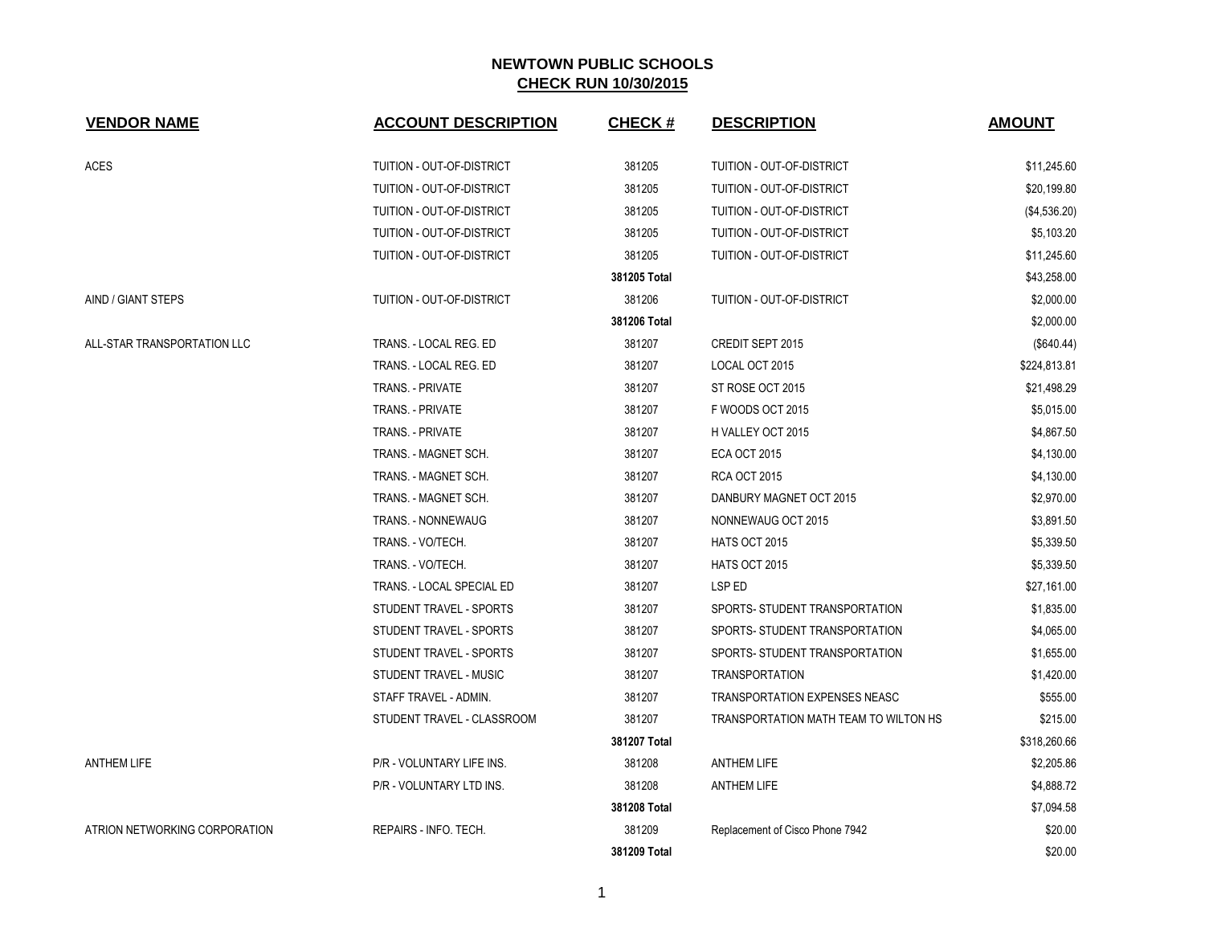# NEWTOWN PUBLIC SCHOOLS

## CHECK RUN 10/30/2015

| VENDOR NAME | ACCOUNT DESCRIPTION | CHECK # | DESCRIPTION | AMOUNT |
|---|---|---|---|---|
| ACES | TUITION - OUT-OF-DISTRICT | 381205 | TUITION - OUT-OF-DISTRICT | $11,245.60 |
| | TUITION - OUT-OF-DISTRICT | 381205 | TUITION - OUT-OF-DISTRICT | $20,199.80 |
| | TUITION - OUT-OF-DISTRICT | 381205 | TUITION - OUT-OF-DISTRICT | ($4,536.20) |
| | TUITION - OUT-OF-DISTRICT | 381205 | TUITION - OUT-OF-DISTRICT | $5,103.20 |
| | TUITION - OUT-OF-DISTRICT | 381205 | TUITION - OUT-OF-DISTRICT | $11,245.60 |
| | | **381205 Total** | | $43,258.00 |
| AIND / GIANT STEPS | TUITION - OUT-OF-DISTRICT | 381206 | TUITION - OUT-OF-DISTRICT | $2,000.00 |
| | | **381206 Total** | | $2,000.00 |
| ALL-STAR TRANSPORTATION LLC | TRANS. - LOCAL REG. ED | 381207 | CREDIT SEPT 2015 | ($640.44) |
| | TRANS. - LOCAL REG. ED | 381207 | LOCAL OCT 2015 | $224,813.81 |
| | TRANS. - PRIVATE | 381207 | ST ROSE OCT 2015 | $21,498.29 |
| | TRANS. - PRIVATE | 381207 | F WOODS OCT 2015 | $5,015.00 |
| | TRANS. - PRIVATE | 381207 | H VALLEY OCT 2015 | $4,867.50 |
| | TRANS. - MAGNET SCH. | 381207 | ECA OCT 2015 | $4,130.00 |
| | TRANS. - MAGNET SCH. | 381207 | RCA OCT 2015 | $4,130.00 |
| | TRANS. - MAGNET SCH. | 381207 | DANBURY MAGNET OCT 2015 | $2,970.00 |
| | TRANS. - NONNEWAUG | 381207 | NONNEWAUG OCT 2015 | $3,891.50 |
| | TRANS. - VO/TECH. | 381207 | HATS OCT 2015 | $5,339.50 |
| | TRANS. - VO/TECH. | 381207 | HATS OCT 2015 | $5,339.50 |
| | TRANS. - LOCAL SPECIAL ED | 381207 | LSP ED | $27,161.00 |
| | STUDENT TRAVEL - SPORTS | 381207 | SPORTS- STUDENT TRANSPORTATION | $1,835.00 |
| | STUDENT TRAVEL - SPORTS | 381207 | SPORTS- STUDENT TRANSPORTATION | $4,065.00 |
| | STUDENT TRAVEL - SPORTS | 381207 | SPORTS- STUDENT TRANSPORTATION | $1,655.00 |
| | STUDENT TRAVEL - MUSIC | 381207 | TRANSPORTATION | $1,420.00 |
| | STAFF TRAVEL - ADMIN. | 381207 | TRANSPORTATION EXPENSES NEASC | $555.00 |
| | STUDENT TRAVEL - CLASSROOM | 381207 | TRANSPORTATION MATH TEAM TO WILTON HS | $215.00 |
| | | **381207 Total** | | $318,260.66 |
| ANTHEM LIFE | P/R - VOLUNTARY LIFE INS. | 381208 | ANTHEM LIFE | $2,205.86 |
| | P/R - VOLUNTARY LTD INS. | 381208 | ANTHEM LIFE | $4,888.72 |
| | | **381208 Total** | | $7,094.58 |
| ATRION NETWORKING CORPORATION | REPAIRS - INFO. TECH. | 381209 | Replacement of Cisco Phone 7942 | $20.00 |
| | | **381209 Total** | | $20.00 |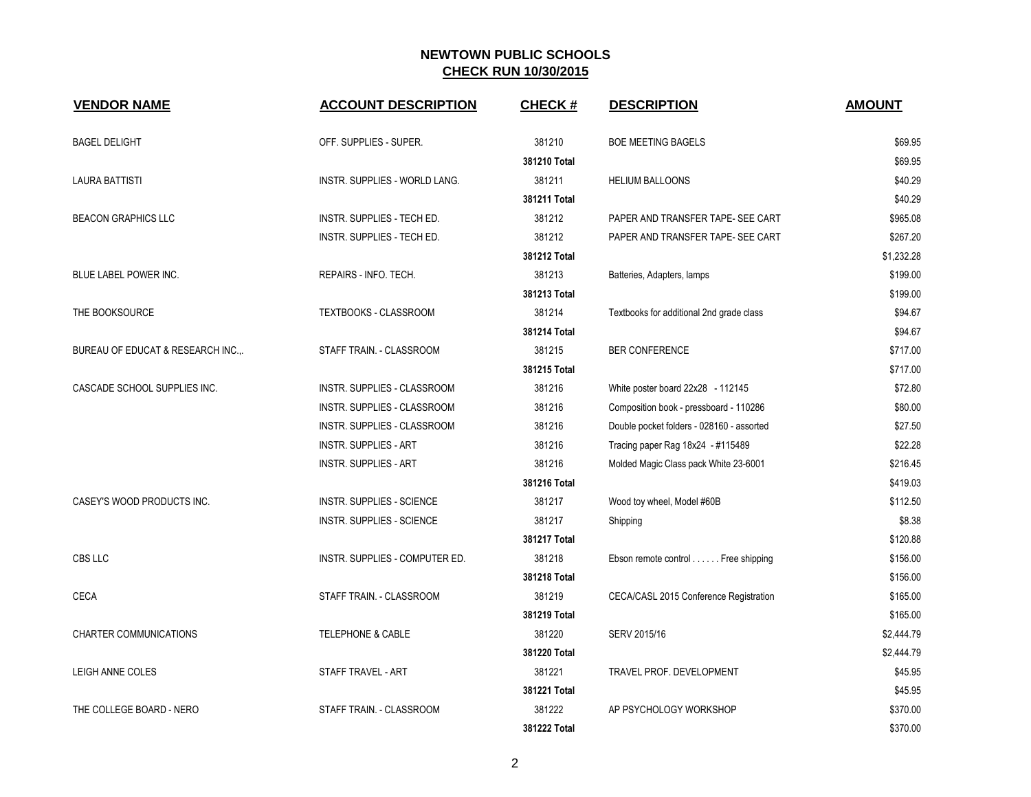# NEWTOWN PUBLIC SCHOOLS

## CHECK RUN 10/30/2015

| VENDOR NAME | ACCOUNT DESCRIPTION | CHECK # | DESCRIPTION | AMOUNT |
|---|---|---|---|---|
| BAGEL DELIGHT | OFF. SUPPLIES - SUPER. | 381210 | BOE MEETING BAGELS | $69.95 |
| | | 381210 Total | | $69.95 |
| LAURA BATTISTI | INSTR. SUPPLIES - WORLD LANG. | 381211 | HELIUM BALLOONS | $40.29 |
| | | 381211 Total | | $40.29 |
| BEACON GRAPHICS LLC | INSTR. SUPPLIES - TECH ED. | 381212 | PAPER AND TRANSFER TAPE- SEE CART | $965.08 |
| | INSTR. SUPPLIES - TECH ED. | 381212 | PAPER AND TRANSFER TAPE- SEE CART | $267.20 |
| | | 381212 Total | | $1,232.28 |
| BLUE LABEL POWER INC. | REPAIRS - INFO. TECH. | 381213 | Batteries, Adapters, lamps | $199.00 |
| | | 381213 Total | | $199.00 |
| THE BOOKSOURCE | TEXTBOOKS - CLASSROOM | 381214 | Textbooks for additional 2nd grade class | $94.67 |
| | | 381214 Total | | $94.67 |
| BUREAU OF EDUCAT & RESEARCH INC.,. | STAFF TRAIN. - CLASSROOM | 381215 | BER CONFERENCE | $717.00 |
| | | 381215 Total | | $717.00 |
| CASCADE SCHOOL SUPPLIES INC. | INSTR. SUPPLIES - CLASSROOM | 381216 | White poster board 22x28 - 112145 | $72.80 |
| | INSTR. SUPPLIES - CLASSROOM | 381216 | Composition book - pressboard - 110286 | $80.00 |
| | INSTR. SUPPLIES - CLASSROOM | 381216 | Double pocket folders - 028160 - assorted | $27.50 |
| | INSTR. SUPPLIES - ART | 381216 | Tracing paper Rag 18x24 - #115489 | $22.28 |
| | INSTR. SUPPLIES - ART | 381216 | Molded Magic Class pack White 23-6001 | $216.45 |
| | | 381216 Total | | $419.03 |
| CASEY'S WOOD PRODUCTS INC. | INSTR. SUPPLIES - SCIENCE | 381217 | Wood toy wheel, Model #60B | $112.50 |
| | INSTR. SUPPLIES - SCIENCE | 381217 | Shipping | $8.38 |
| | | 381217 Total | | $120.88 |
| CBS LLC | INSTR. SUPPLIES - COMPUTER ED. | 381218 | Ebson remote control . . . . . . Free shipping | $156.00 |
| | | 381218 Total | | $156.00 |
| CECA | STAFF TRAIN. - CLASSROOM | 381219 | CECA/CASL 2015 Conference Registration | $165.00 |
| | | 381219 Total | | $165.00 |
| CHARTER COMMUNICATIONS | TELEPHONE & CABLE | 381220 | SERV 2015/16 | $2,444.79 |
| | | 381220 Total | | $2,444.79 |
| LEIGH ANNE COLES | STAFF TRAVEL - ART | 381221 | TRAVEL PROF. DEVELOPMENT | $45.95 |
| | | 381221 Total | | $45.95 |
| THE COLLEGE BOARD - NERO | STAFF TRAIN. - CLASSROOM | 381222 | AP PSYCHOLOGY WORKSHOP | $370.00 |
| | | 381222 Total | | $370.00 |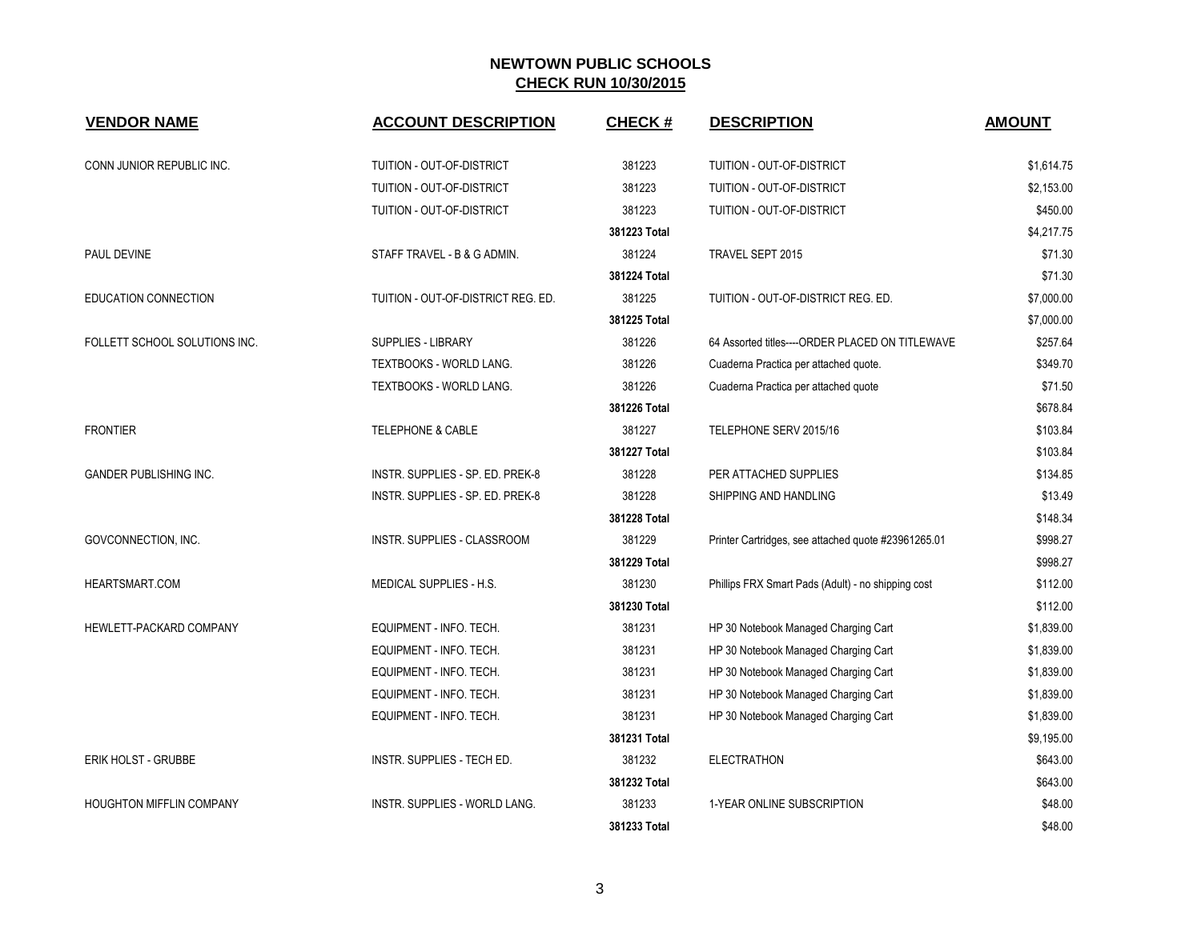# NEWTOWN PUBLIC SCHOOLS

## CHECK RUN 10/30/2015

| VENDOR NAME | ACCOUNT DESCRIPTION | CHECK # | DESCRIPTION | AMOUNT |
|---|---|---|---|---|
| CONN JUNIOR REPUBLIC INC. | TUITION - OUT-OF-DISTRICT | 381223 | TUITION - OUT-OF-DISTRICT | $1,614.75 |
| | TUITION - OUT-OF-DISTRICT | 381223 | TUITION - OUT-OF-DISTRICT | $2,153.00 |
| | TUITION - OUT-OF-DISTRICT | 381223 | TUITION - OUT-OF-DISTRICT | $450.00 |
| | | **381223 Total** | | $4,217.75 |
| PAUL DEVINE | STAFF TRAVEL - B & G ADMIN. | 381224 | TRAVEL SEPT 2015 | $71.30 |
| | | **381224 Total** | | $71.30 |
| EDUCATION CONNECTION | TUITION - OUT-OF-DISTRICT REG. ED. | 381225 | TUITION - OUT-OF-DISTRICT REG. ED. | $7,000.00 |
| | | **381225 Total** | | $7,000.00 |
| FOLLETT SCHOOL SOLUTIONS INC. | SUPPLIES - LIBRARY | 381226 | 64 Assorted titles----ORDER PLACED ON TITLEWAVE | $257.64 |
| | TEXTBOOKS - WORLD LANG. | 381226 | Cuaderna Practica per attached quote. | $349.70 |
| | TEXTBOOKS - WORLD LANG. | 381226 | Cuaderna Practica per attached quote | $71.50 |
| | | **381226 Total** | | $678.84 |
| FRONTIER | TELEPHONE & CABLE | 381227 | TELEPHONE SERV 2015/16 | $103.84 |
| | | **381227 Total** | | $103.84 |
| GANDER PUBLISHING INC. | INSTR. SUPPLIES - SP. ED. PREK-8 | 381228 | PER ATTACHED SUPPLIES | $134.85 |
| | INSTR. SUPPLIES - SP. ED. PREK-8 | 381228 | SHIPPING AND HANDLING | $13.49 |
| | | **381228 Total** | | $148.34 |
| GOVCONNECTION, INC. | INSTR. SUPPLIES - CLASSROOM | 381229 | Printer Cartridges, see attached quote #23961265.01 | $998.27 |
| | | **381229 Total** | | $998.27 |
| HEARTSMART.COM | MEDICAL SUPPLIES - H.S. | 381230 | Phillips FRX Smart Pads (Adult) - no shipping cost | $112.00 |
| | | **381230 Total** | | $112.00 |
| HEWLETT-PACKARD COMPANY | EQUIPMENT - INFO. TECH. | 381231 | HP 30 Notebook Managed Charging Cart | $1,839.00 |
| | EQUIPMENT - INFO. TECH. | 381231 | HP 30 Notebook Managed Charging Cart | $1,839.00 |
| | EQUIPMENT - INFO. TECH. | 381231 | HP 30 Notebook Managed Charging Cart | $1,839.00 |
| | EQUIPMENT - INFO. TECH. | 381231 | HP 30 Notebook Managed Charging Cart | $1,839.00 |
| | EQUIPMENT - INFO. TECH. | 381231 | HP 30 Notebook Managed Charging Cart | $1,839.00 |
| | | **381231 Total** | | $9,195.00 |
| ERIK HOLST - GRUBBE | INSTR. SUPPLIES - TECH ED. | 381232 | ELECTRATHON | $643.00 |
| | | **381232 Total** | | $643.00 |
| HOUGHTON MIFFLIN COMPANY | INSTR. SUPPLIES - WORLD LANG. | 381233 | 1-YEAR ONLINE SUBSCRIPTION | $48.00 |
| | | **381233 Total** | | $48.00 |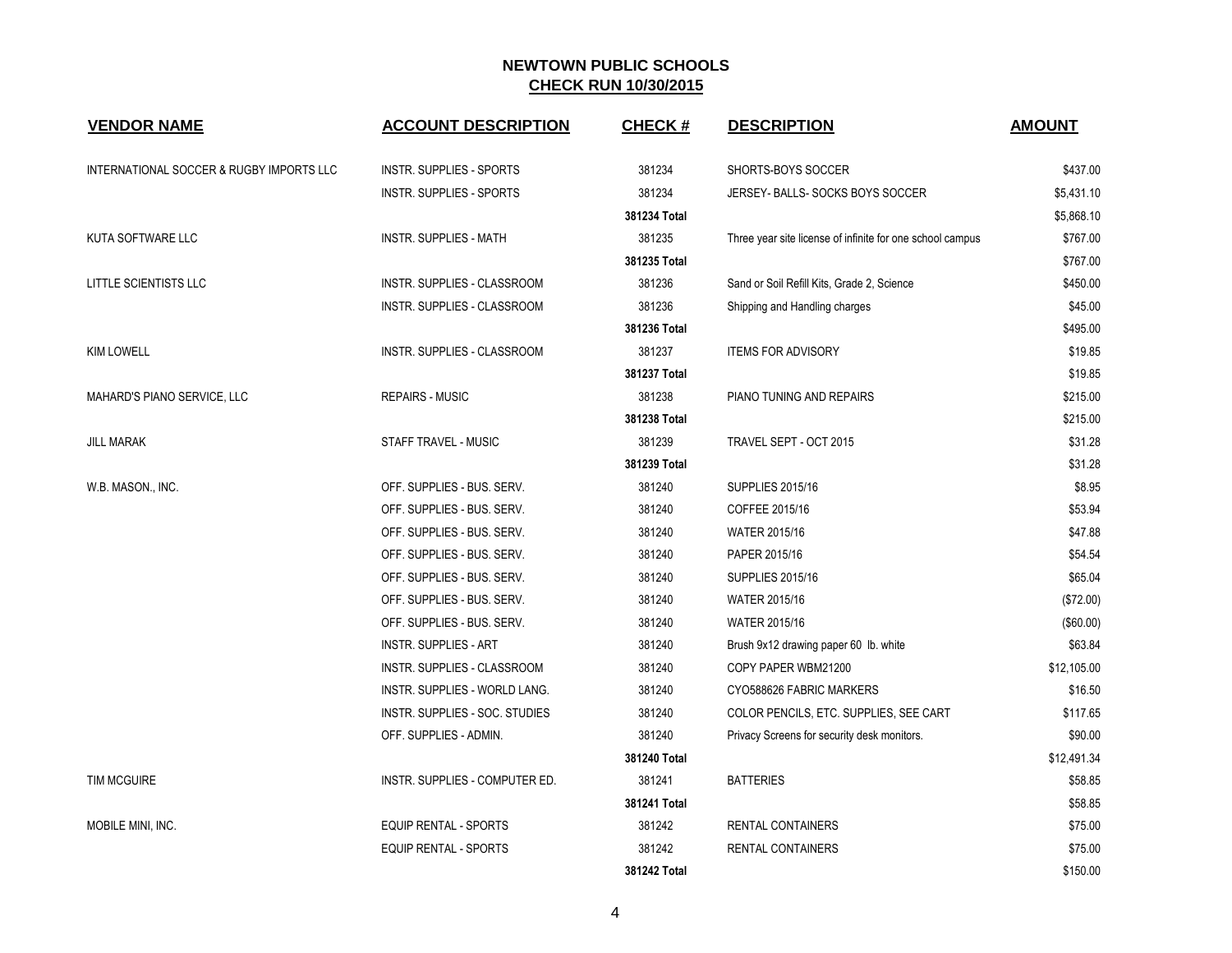# NEWTOWN PUBLIC SCHOOLS

## CHECK RUN 10/30/2015

| VENDOR NAME | ACCOUNT DESCRIPTION | CHECK # | DESCRIPTION | AMOUNT |
|---|---|---|---|---|
| INTERNATIONAL SOCCER & RUGBY IMPORTS LLC | INSTR. SUPPLIES - SPORTS | 381234 | SHORTS-BOYS SOCCER | $437.00 |
| | INSTR. SUPPLIES - SPORTS | 381234 | JERSEY- BALLS- SOCKS BOYS SOCCER | $5,431.10 |
| | | **381234 Total** | | $5,868.10 |
| KUTA SOFTWARE LLC | INSTR. SUPPLIES - MATH | 381235 | Three year site license of infinite for one school campus | $767.00 |
| | | **381235 Total** | | $767.00 |
| LITTLE SCIENTISTS LLC | INSTR. SUPPLIES - CLASSROOM | 381236 | Sand or Soil Refill Kits, Grade 2, Science | $450.00 |
| | INSTR. SUPPLIES - CLASSROOM | 381236 | Shipping and Handling charges | $45.00 |
| | | **381236 Total** | | $495.00 |
| KIM LOWELL | INSTR. SUPPLIES - CLASSROOM | 381237 | ITEMS FOR ADVISORY | $19.85 |
| | | **381237 Total** | | $19.85 |
| MAHARD'S PIANO SERVICE, LLC | REPAIRS - MUSIC | 381238 | PIANO TUNING AND REPAIRS | $215.00 |
| | | **381238 Total** | | $215.00 |
| JILL MARAK | STAFF TRAVEL - MUSIC | 381239 | TRAVEL SEPT - OCT 2015 | $31.28 |
| | | **381239 Total** | | $31.28 |
| W.B. MASON., INC. | OFF. SUPPLIES - BUS. SERV. | 381240 | SUPPLIES 2015/16 | $8.95 |
| | OFF. SUPPLIES - BUS. SERV. | 381240 | COFFEE 2015/16 | $53.94 |
| | OFF. SUPPLIES - BUS. SERV. | 381240 | WATER 2015/16 | $47.88 |
| | OFF. SUPPLIES - BUS. SERV. | 381240 | PAPER 2015/16 | $54.54 |
| | OFF. SUPPLIES - BUS. SERV. | 381240 | SUPPLIES 2015/16 | $65.04 |
| | OFF. SUPPLIES - BUS. SERV. | 381240 | WATER 2015/16 | ($72.00) |
| | OFF. SUPPLIES - BUS. SERV. | 381240 | WATER 2015/16 | ($60.00) |
| | INSTR. SUPPLIES - ART | 381240 | Brush 9x12 drawing paper 60 lb. white | $63.84 |
| | INSTR. SUPPLIES - CLASSROOM | 381240 | COPY PAPER WBM21200 | $12,105.00 |
| | INSTR. SUPPLIES - WORLD LANG. | 381240 | CYO588626 FABRIC MARKERS | $16.50 |
| | INSTR. SUPPLIES - SOC. STUDIES | 381240 | COLOR PENCILS, ETC. SUPPLIES, SEE CART | $117.65 |
| | OFF. SUPPLIES - ADMIN. | 381240 | Privacy Screens for security desk monitors. | $90.00 |
| | | **381240 Total** | | $12,491.34 |
| TIM MCGUIRE | INSTR. SUPPLIES - COMPUTER ED. | 381241 | BATTERIES | $58.85 |
| | | **381241 Total** | | $58.85 |
| MOBILE MINI, INC. | EQUIP RENTAL - SPORTS | 381242 | RENTAL CONTAINERS | $75.00 |
| | EQUIP RENTAL - SPORTS | 381242 | RENTAL CONTAINERS | $75.00 |
| | | **381242 Total** | | $150.00 |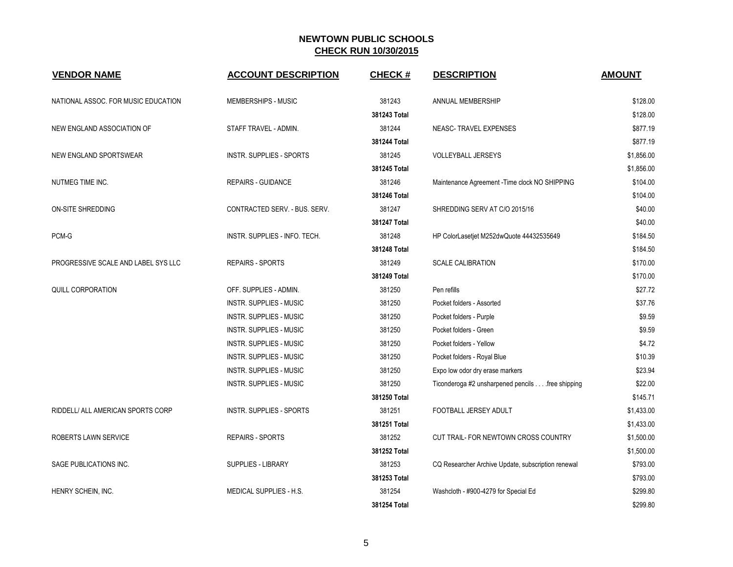## NEWTOWN PUBLIC SCHOOLS

**CHECK RUN 10/30/2015**

| VENDOR NAME | ACCOUNT DESCRIPTION | CHECK # | DESCRIPTION | AMOUNT |
|---|---|---|---|---|
| NATIONAL ASSOC. FOR MUSIC EDUCATION | MEMBERSHIPS - MUSIC | 381243 | ANNUAL MEMBERSHIP | $128.00 |
| | | **381243 Total** | | $128.00 |
| NEW ENGLAND ASSOCIATION OF | STAFF TRAVEL - ADMIN. | 381244 | NEASC- TRAVEL EXPENSES | $877.19 |
| | | **381244 Total** | | $877.19 |
| NEW ENGLAND SPORTSWEAR | INSTR. SUPPLIES - SPORTS | 381245 | VOLLEYBALL JERSEYS | $1,856.00 |
| | | **381245 Total** | | $1,856.00 |
| NUTMEG TIME INC. | REPAIRS - GUIDANCE | 381246 | Maintenance Agreement -Time clock NO SHIPPING | $104.00 |
| | | **381246 Total** | | $104.00 |
| ON-SITE SHREDDING | CONTRACTED SERV. - BUS. SERV. | 381247 | SHREDDING SERV AT C/O 2015/16 | $40.00 |
| | | **381247 Total** | | $40.00 |
| PCM-G | INSTR. SUPPLIES - INFO. TECH. | 381248 | HP ColorLasetjet M252dwQuote 44432535649 | $184.50 |
| | | **381248 Total** | | $184.50 |
| PROGRESSIVE SCALE AND LABEL SYS LLC | REPAIRS - SPORTS | 381249 | SCALE CALIBRATION | $170.00 |
| | | **381249 Total** | | $170.00 |
| QUILL CORPORATION | OFF. SUPPLIES - ADMIN. | 381250 | Pen refills | $27.72 |
| | INSTR. SUPPLIES - MUSIC | 381250 | Pocket folders - Assorted | $37.76 |
| | INSTR. SUPPLIES - MUSIC | 381250 | Pocket folders - Purple | $9.59 |
| | INSTR. SUPPLIES - MUSIC | 381250 | Pocket folders - Green | $9.59 |
| | INSTR. SUPPLIES - MUSIC | 381250 | Pocket folders - Yellow | $4.72 |
| | INSTR. SUPPLIES - MUSIC | 381250 | Pocket folders - Royal Blue | $10.39 |
| | INSTR. SUPPLIES - MUSIC | 381250 | Expo low odor dry erase markers | $23.94 |
| | INSTR. SUPPLIES - MUSIC | 381250 | Ticonderoga #2 unsharpened pencils . . . .free shipping | $22.00 |
| | | **381250 Total** | | $145.71 |
| RIDDELL/ ALL AMERICAN SPORTS CORP | INSTR. SUPPLIES - SPORTS | 381251 | FOOTBALL JERSEY ADULT | $1,433.00 |
| | | **381251 Total** | | $1,433.00 |
| ROBERTS LAWN SERVICE | REPAIRS - SPORTS | 381252 | CUT TRAIL- FOR NEWTOWN CROSS COUNTRY | $1,500.00 |
| | | **381252 Total** | | $1,500.00 |
| SAGE PUBLICATIONS INC. | SUPPLIES - LIBRARY | 381253 | CQ Researcher Archive Update, subscription renewal | $793.00 |
| | | **381253 Total** | | $793.00 |
| HENRY SCHEIN, INC. | MEDICAL SUPPLIES - H.S. | 381254 | Washcloth - #900-4279 for Special Ed | $299.80 |
| | | **381254 Total** | | $299.80 |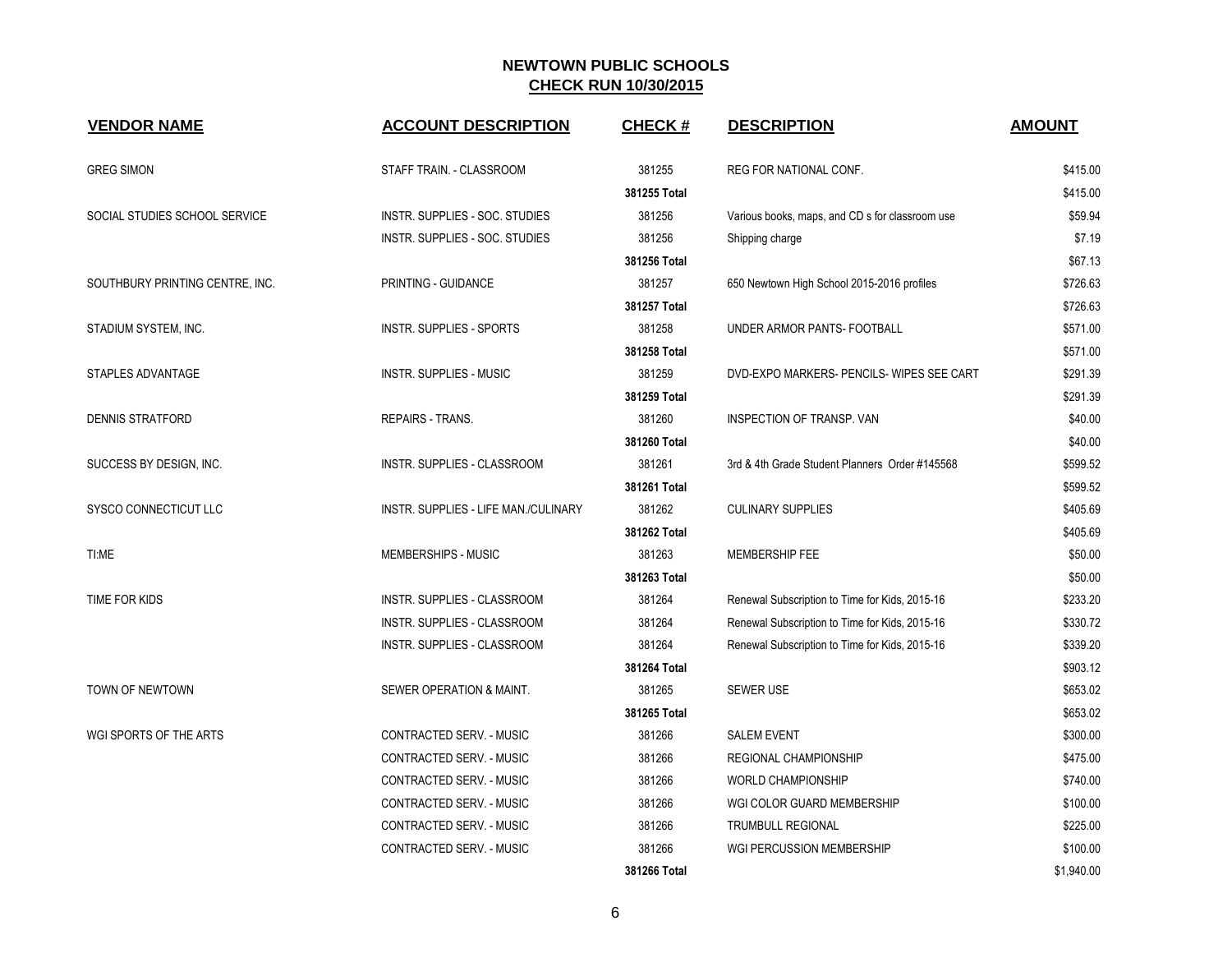## NEWTOWN PUBLIC SCHOOLS
## CHECK RUN 10/30/2015

| VENDOR NAME | ACCOUNT DESCRIPTION | CHECK # | DESCRIPTION | AMOUNT |
|---|---|---|---|---|
| GREG SIMON | STAFF TRAIN. - CLASSROOM | 381255 | REG FOR NATIONAL CONF. | $415.00 |
| | | **381255 Total** | | $415.00 |
| SOCIAL STUDIES SCHOOL SERVICE | INSTR. SUPPLIES - SOC. STUDIES | 381256 | Various books, maps, and CD s for classroom use | $59.94 |
| | INSTR. SUPPLIES - SOC. STUDIES | 381256 | Shipping charge | $7.19 |
| | | **381256 Total** | | $67.13 |
| SOUTHBURY PRINTING CENTRE, INC. | PRINTING - GUIDANCE | 381257 | 650 Newtown High School 2015-2016 profiles | $726.63 |
| | | **381257 Total** | | $726.63 |
| STADIUM SYSTEM, INC. | INSTR. SUPPLIES - SPORTS | 381258 | UNDER ARMOR PANTS- FOOTBALL | $571.00 |
| | | **381258 Total** | | $571.00 |
| STAPLES ADVANTAGE | INSTR. SUPPLIES - MUSIC | 381259 | DVD-EXPO MARKERS- PENCILS- WIPES SEE CART | $291.39 |
| | | **381259 Total** | | $291.39 |
| DENNIS STRATFORD | REPAIRS - TRANS. | 381260 | INSPECTION OF TRANSP. VAN | $40.00 |
| | | **381260 Total** | | $40.00 |
| SUCCESS BY DESIGN, INC. | INSTR. SUPPLIES - CLASSROOM | 381261 | 3rd & 4th Grade Student Planners Order #145568 | $599.52 |
| | | **381261 Total** | | $599.52 |
| SYSCO CONNECTICUT LLC | INSTR. SUPPLIES - LIFE MAN./CULINARY | 381262 | CULINARY SUPPLIES | $405.69 |
| | | **381262 Total** | | $405.69 |
| TI:ME | MEMBERSHIPS - MUSIC | 381263 | MEMBERSHIP FEE | $50.00 |
| | | **381263 Total** | | $50.00 |
| TIME FOR KIDS | INSTR. SUPPLIES - CLASSROOM | 381264 | Renewal Subscription to Time for Kids, 2015-16 | $233.20 |
| | INSTR. SUPPLIES - CLASSROOM | 381264 | Renewal Subscription to Time for Kids, 2015-16 | $330.72 |
| | INSTR. SUPPLIES - CLASSROOM | 381264 | Renewal Subscription to Time for Kids, 2015-16 | $339.20 |
| | | **381264 Total** | | $903.12 |
| TOWN OF NEWTOWN | SEWER OPERATION & MAINT. | 381265 | SEWER USE | $653.02 |
| | | **381265 Total** | | $653.02 |
| WGI SPORTS OF THE ARTS | CONTRACTED SERV. - MUSIC | 381266 | SALEM EVENT | $300.00 |
| | CONTRACTED SERV. - MUSIC | 381266 | REGIONAL CHAMPIONSHIP | $475.00 |
| | CONTRACTED SERV. - MUSIC | 381266 | WORLD CHAMPIONSHIP | $740.00 |
| | CONTRACTED SERV. - MUSIC | 381266 | WGI COLOR GUARD MEMBERSHIP | $100.00 |
| | CONTRACTED SERV. - MUSIC | 381266 | TRUMBULL REGIONAL | $225.00 |
| | CONTRACTED SERV. - MUSIC | 381266 | WGI PERCUSSION MEMBERSHIP | $100.00 |
| | | **381266 Total** | | $1,940.00 |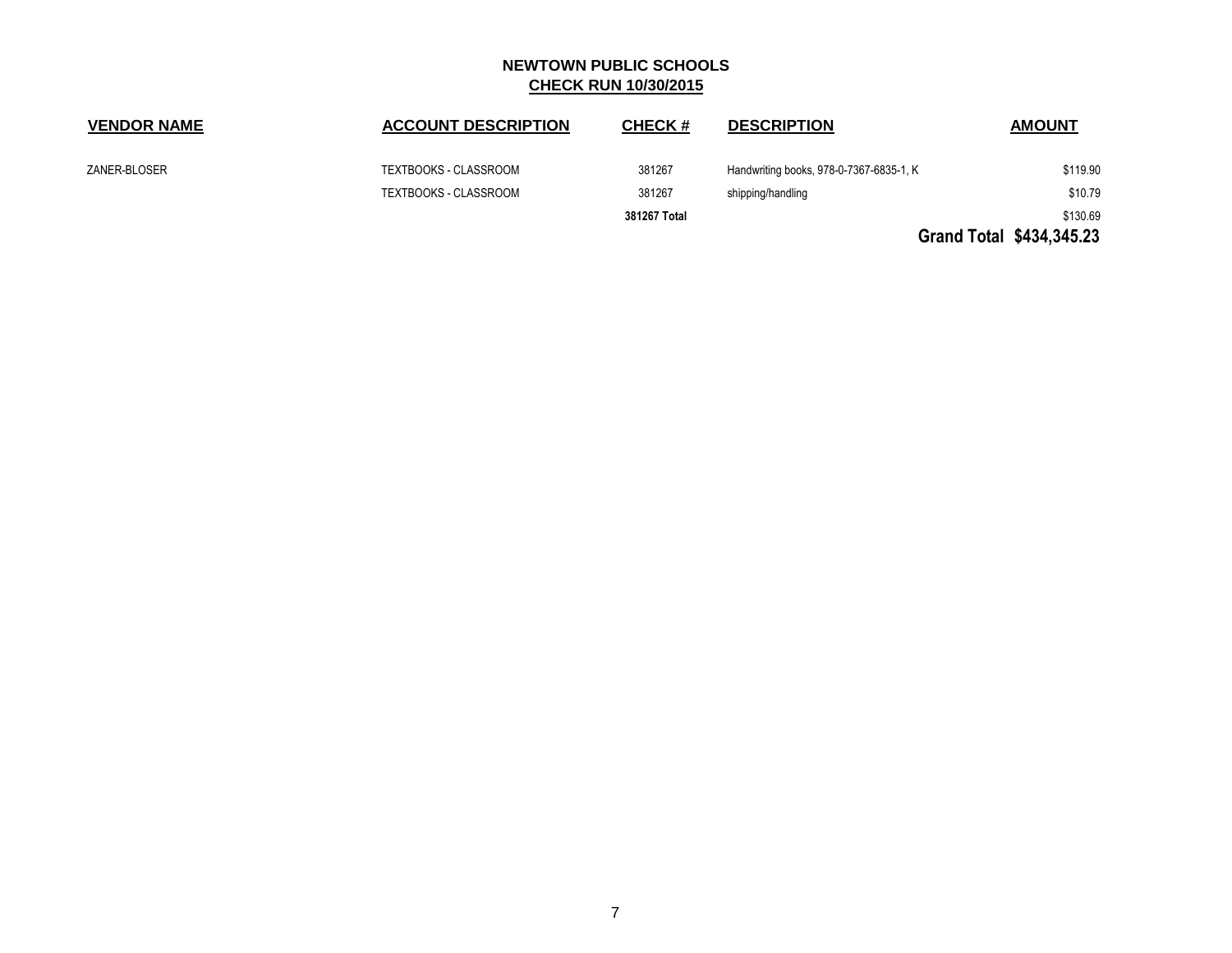**NEWTOWN PUBLIC SCHOOLS**
**CHECK RUN 10/30/2015**

| VENDOR NAME | ACCOUNT DESCRIPTION | CHECK # | DESCRIPTION | AMOUNT |
|---|---|---|---|---|
| ZANER-BLOSER | TEXTBOOKS - CLASSROOM | 381267 | Handwriting books, 978-0-7367-6835-1, K | $119.90 |
| | TEXTBOOKS - CLASSROOM | 381267 | shipping/handling | $10.79 |
| | | **381267 Total** | | $130.69 |
| | | | **Grand Total** | **$434,345.23** |